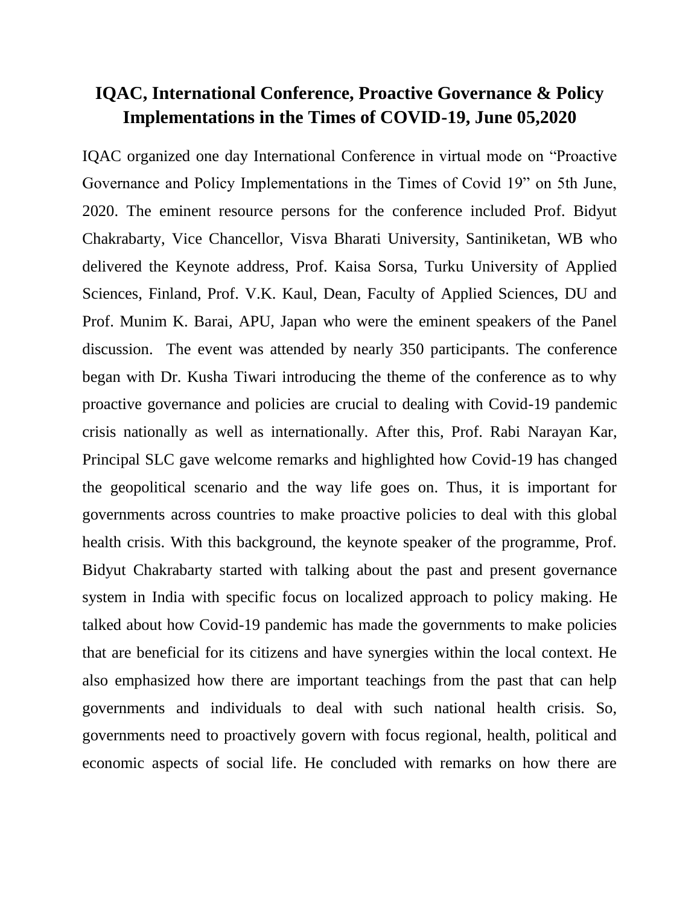# IQAC, International Conference, Proactive Governance & Policy Implementations in the Times of COVID-19, June 05,2020

IQAC organized one day International Conference in virtual mode on "Proactive Governance and Policy Implementations in the Times of Covid 19" on 5th June, 2020. The eminent resource persons for the conference included Prof. Bidyut Chakrabarty, Vice Chancellor, Visva Bharati University, Santiniketan, WB who delivered the Keynote address, Prof. Kaisa Sorsa, Turku University of Applied Sciences, Finland, Prof. V.K. Kaul, Dean, Faculty of Applied Sciences, DU and Prof. Munim K. Barai, APU, Japan who were the eminent speakers of the Panel discussion. The event was attended by nearly 350 participants. The conference began with Dr. Kusha Tiwari introducing the theme of the conference as to why proactive governance and policies are crucial to dealing with Covid-19 pandemic crisis nationally as well as internationally. After this, Prof. Rabi Narayan Kar, Principal SLC gave welcome remarks and highlighted how Covid-19 has changed the geopolitical scenario and the way life goes on. Thus, it is important for governments across countries to make proactive policies to deal with this global health crisis. With this background, the keynote speaker of the programme, Prof. Bidyut Chakrabarty started with talking about the past and present governance system in India with specific focus on localized approach to policy making. He talked about how Covid-19 pandemic has made the governments to make policies that are beneficial for its citizens and have synergies within the local context. He also emphasized how there are important teachings from the past that can help governments and individuals to deal with such national health crisis. So, governments need to proactively govern with focus regional, health, political and economic aspects of social life. He concluded with remarks on how there are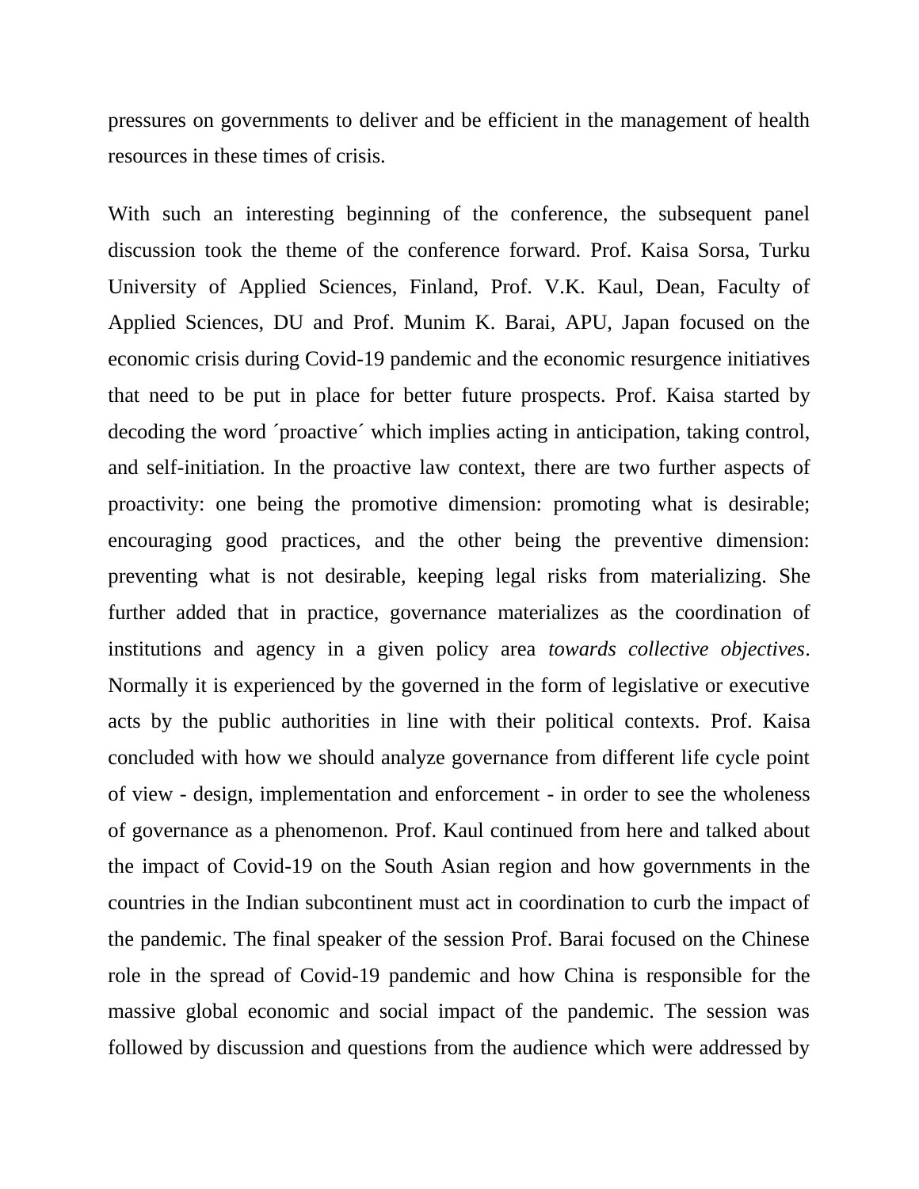pressures on governments to deliver and be efficient in the management of health resources in these times of crisis.

With such an interesting beginning of the conference, the subsequent panel discussion took the theme of the conference forward. Prof. Kaisa Sorsa, Turku University of Applied Sciences, Finland, Prof. V.K. Kaul, Dean, Faculty of Applied Sciences, DU and Prof. Munim K. Barai, APU, Japan focused on the economic crisis during Covid-19 pandemic and the economic resurgence initiatives that need to be put in place for better future prospects. Prof. Kaisa started by decoding the word ´proactive´ which implies acting in anticipation, taking control, and self-initiation. In the proactive law context, there are two further aspects of proactivity: one being the promotive dimension: promoting what is desirable; encouraging good practices, and the other being the preventive dimension: preventing what is not desirable, keeping legal risks from materializing. She further added that in practice, governance materializes as the coordination of institutions and agency in a given policy area *towards collective objectives*. Normally it is experienced by the governed in the form of legislative or executive acts by the public authorities in line with their political contexts. Prof. Kaisa concluded with how we should analyze governance from different life cycle point of view - design, implementation and enforcement - in order to see the wholeness of governance as a phenomenon. Prof. Kaul continued from here and talked about the impact of Covid-19 on the South Asian region and how governments in the countries in the Indian subcontinent must act in coordination to curb the impact of the pandemic. The final speaker of the session Prof. Barai focused on the Chinese role in the spread of Covid-19 pandemic and how China is responsible for the massive global economic and social impact of the pandemic. The session was followed by discussion and questions from the audience which were addressed by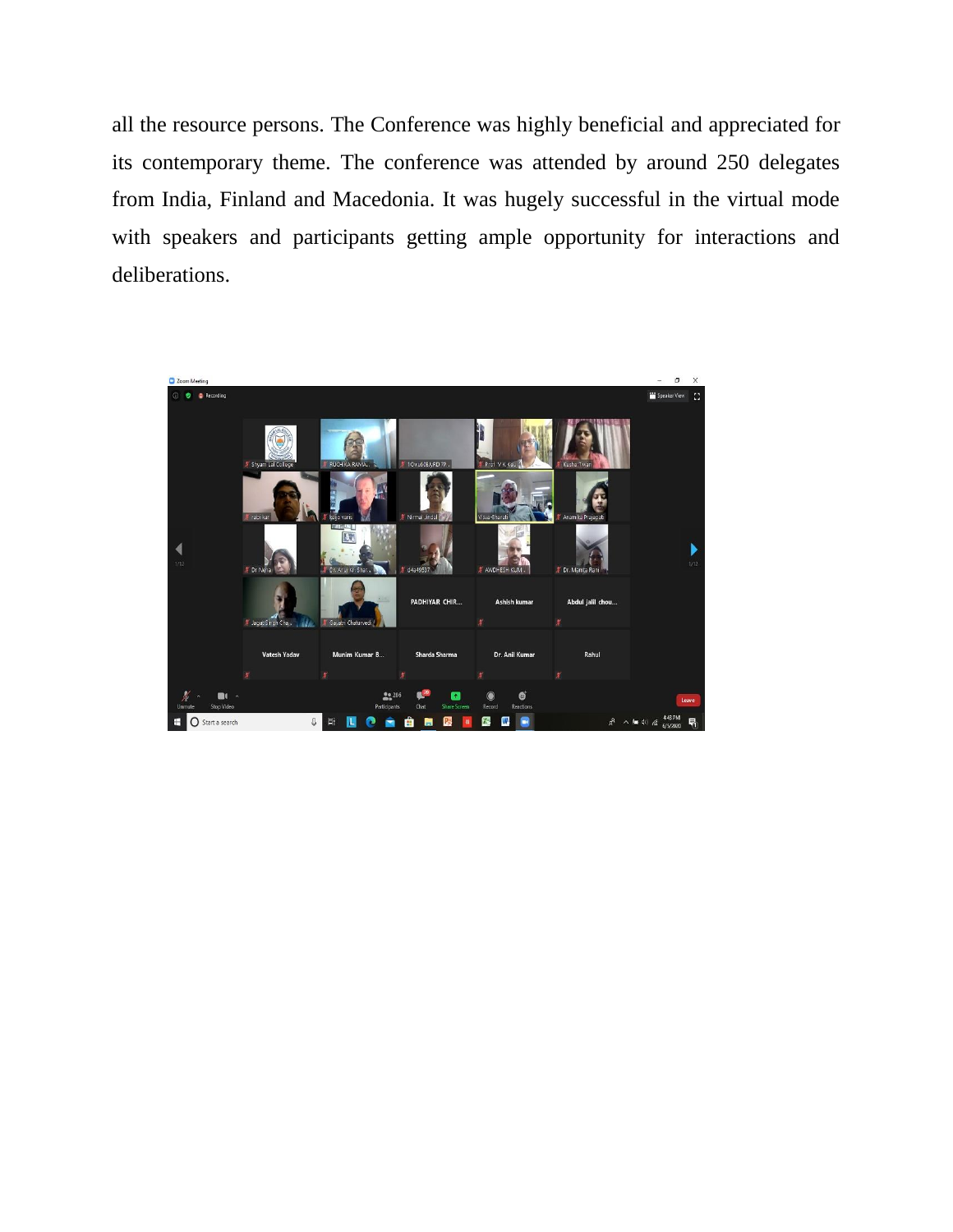all the resource persons. The Conference was highly beneficial and appreciated for its contemporary theme. The conference was attended by around 250 delegates from India, Finland and Macedonia. It was hugely successful in the virtual mode with speakers and participants getting ample opportunity for interactions and deliberations.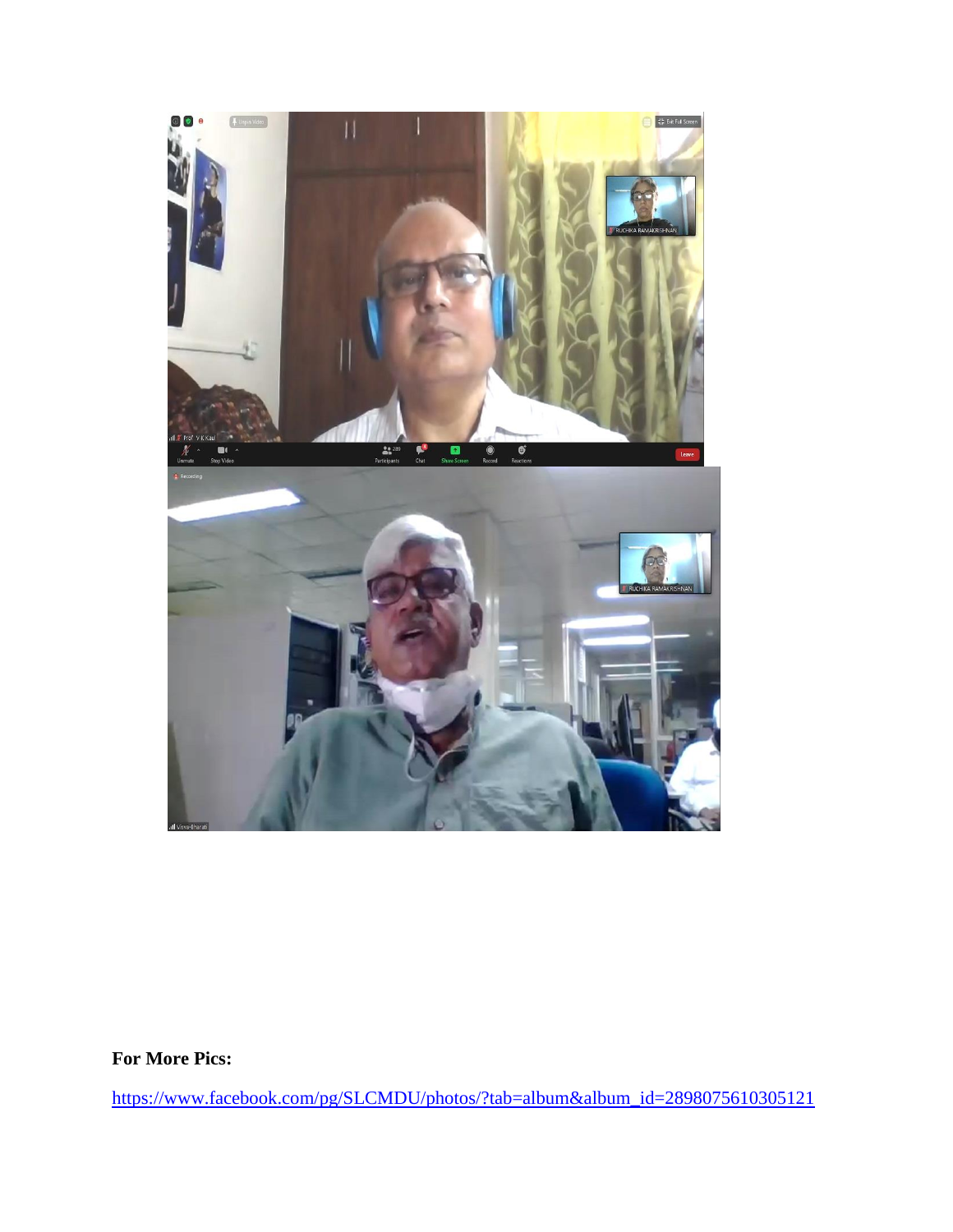**For More Pics:**

https://www.facebook.com/pg/SLCMDU/photos/?tab=album&album_id=2898075610305121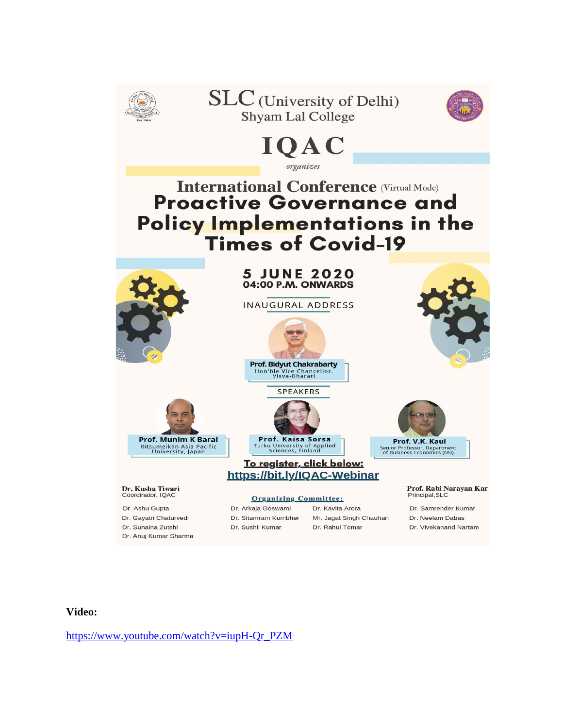# SLC (University of Delhi)

## Shyam Lal College

# IQAC

*organizes*

## International Conference (Virtual Mode)

# Proactive Governance and Policy Implementations in the Times of Covid-19

**5 JUNE 2020**

**04:00 P.M. ONWARDS**

INAUGURAL ADDRESS

**Prof. Bidyut Chakrabarty**
Hon'ble Vice Chancellor, Visva-Bharati

SPEAKERS

**Prof. Munim K Barai**
Ritsumeikan Asia Pacific University, Japan

**Prof. Kaisa Sorsa**
Turku University of Applied Sciences, Finland

**Prof. V.K. Kaul**
Senior Professor, Department of Business Economics (DU)

**To register, click below:**
https://bit.ly/IQAC-Webinar

**Dr. Kusha Tiwari**
Coordinator, IQAC

**Prof. Rabi Narayan Kar**
Principal, SLC

**Organizing Committee:**

Dr. Ashu Gupta
Dr. Gayatri Chaturvedi
Dr. Sunaina Zutshi
Dr. Anuj Kumar Sharma
Dr. Arkaja Goswami
Dr. Sitamram Kumbher
Dr. Sushil Kumar
Dr. Kavita Arora
Mr. Jagat Singh Chauhan
Dr. Rahul Tomar
Dr. Samrender Kumar
Dr. Neelam Dabas
Dr. Vivekanand Nartam

**Video:**

https://www.youtube.com/watch?v=iupH-Qr_PZM